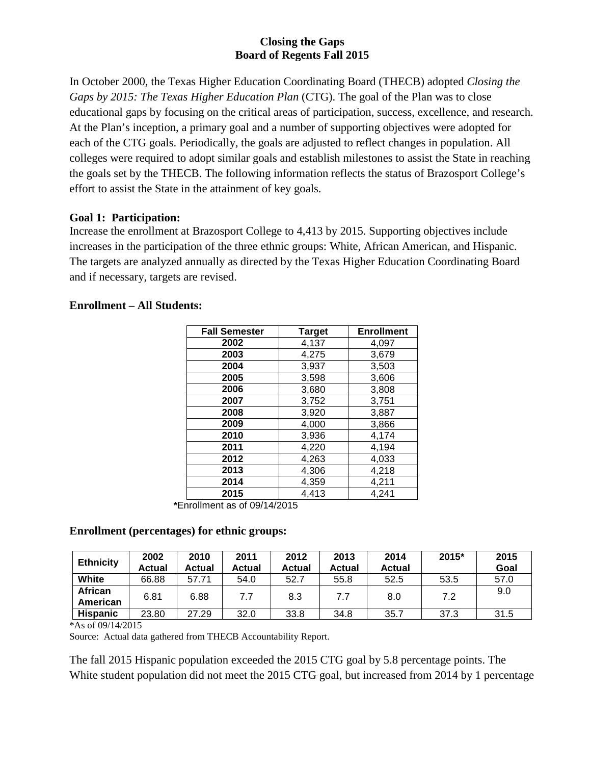# Closing the Gaps
## Board of Regents Fall 2015

In October 2000, the Texas Higher Education Coordinating Board (THECB) adopted *Closing the Gaps by 2015: The Texas Higher Education Plan* (CTG). The goal of the Plan was to close educational gaps by focusing on the critical areas of participation, success, excellence, and research. At the Plan's inception, a primary goal and a number of supporting objectives were adopted for each of the CTG goals. Periodically, the goals are adjusted to reflect changes in population. All colleges were required to adopt similar goals and establish milestones to assist the State in reaching the goals set by the THECB. The following information reflects the status of Brazosport College's effort to assist the State in the attainment of key goals.

**Goal 1: Participation:**

Increase the enrollment at Brazosport College to 4,413 by 2015. Supporting objectives include increases in the participation of the three ethnic groups: White, African American, and Hispanic. The targets are analyzed annually as directed by the Texas Higher Education Coordinating Board and if necessary, targets are revised.

**Enrollment – All Students:**

| Fall Semester | Target | Enrollment |
|---|---|---|
| 2002 | 4,137 | 4,097 |
| 2003 | 4,275 | 3,679 |
| 2004 | 3,937 | 3,503 |
| 2005 | 3,598 | 3,606 |
| 2006 | 3,680 | 3,808 |
| 2007 | 3,752 | 3,751 |
| 2008 | 3,920 | 3,887 |
| 2009 | 4,000 | 3,866 |
| 2010 | 3,936 | 4,174 |
| 2011 | 4,220 | 4,194 |
| 2012 | 4,263 | 4,033 |
| 2013 | 4,306 | 4,218 |
| 2014 | 4,359 | 4,211 |
| 2015 | 4,413 | 4,241 |

**\***Enrollment as of 09/14/2015

**Enrollment (percentages) for ethnic groups:**

| Ethnicity | 2002 Actual | 2010 Actual | 2011 Actual | 2012 Actual | 2013 Actual | 2014 Actual | 2015* | 2015 Goal |
|---|---|---|---|---|---|---|---|---|
| White | 66.88 | 57.71 | 54.0 | 52.7 | 55.8 | 52.5 | 53.5 | 57.0 |
| African American | 6.81 | 6.88 | 7.7 | 8.3 | 7.7 | 8.0 | 7.2 | 9.0 |
| Hispanic | 23.80 | 27.29 | 32.0 | 33.8 | 34.8 | 35.7 | 37.3 | 31.5 |

*As of 09/14/2015

Source: Actual data gathered from THECB Accountability Report.

The fall 2015 Hispanic population exceeded the 2015 CTG goal by 5.8 percentage points. The White student population did not meet the 2015 CTG goal, but increased from 2014 by 1 percentage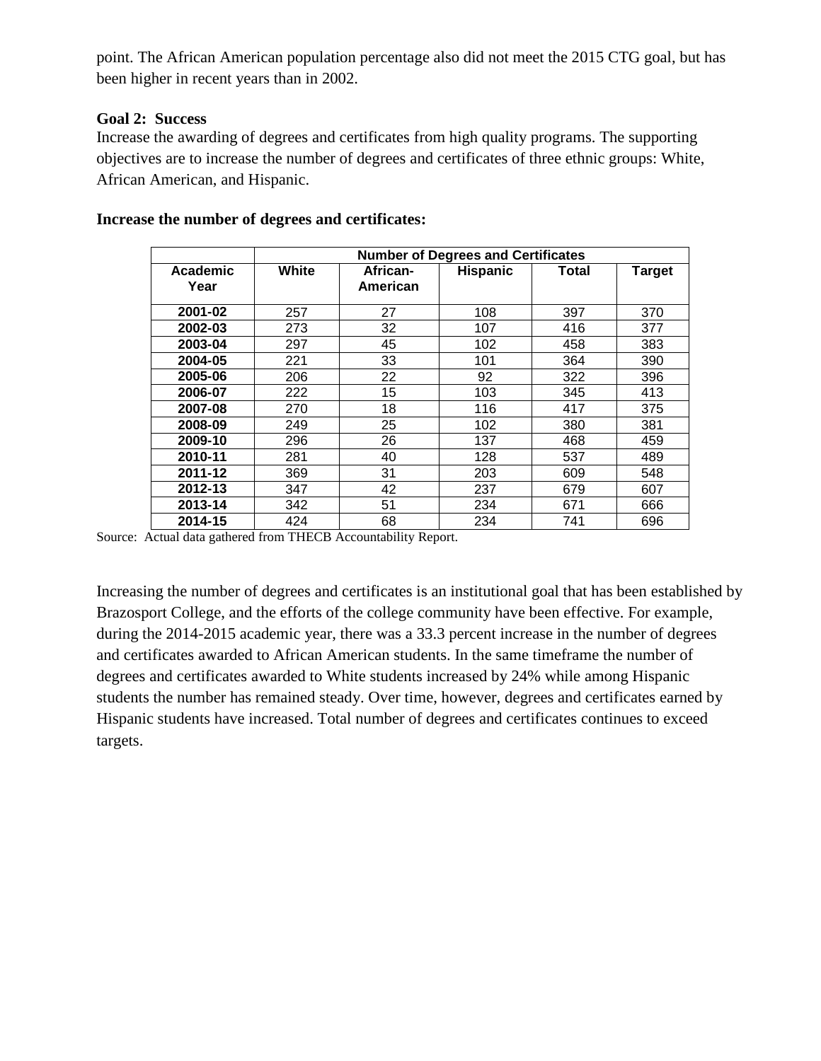point. The African American population percentage also did not meet the 2015 CTG goal, but has been higher in recent years than in 2002.

**Goal 2: Success**

Increase the awarding of degrees and certificates from high quality programs. The supporting objectives are to increase the number of degrees and certificates of three ethnic groups: White, African American, and Hispanic.

**Increase the number of degrees and certificates:**

| | Number of Degrees and Certificates | | | | |
|---|---|---|---|---|---|
| **Academic Year** | **White** | **African-American** | **Hispanic** | **Total** | **Target** |
| **2001-02** | 257 | 27 | 108 | 397 | 370 |
| **2002-03** | 273 | 32 | 107 | 416 | 377 |
| **2003-04** | 297 | 45 | 102 | 458 | 383 |
| **2004-05** | 221 | 33 | 101 | 364 | 390 |
| **2005-06** | 206 | 22 | 92 | 322 | 396 |
| **2006-07** | 222 | 15 | 103 | 345 | 413 |
| **2007-08** | 270 | 18 | 116 | 417 | 375 |
| **2008-09** | 249 | 25 | 102 | 380 | 381 |
| **2009-10** | 296 | 26 | 137 | 468 | 459 |
| **2010-11** | 281 | 40 | 128 | 537 | 489 |
| **2011-12** | 369 | 31 | 203 | 609 | 548 |
| **2012-13** | 347 | 42 | 237 | 679 | 607 |
| **2013-14** | 342 | 51 | 234 | 671 | 666 |
| **2014-15** | 424 | 68 | 234 | 741 | 696 |

Source: Actual data gathered from THECB Accountability Report.

Increasing the number of degrees and certificates is an institutional goal that has been established by Brazosport College, and the efforts of the college community have been effective. For example, during the 2014-2015 academic year, there was a 33.3 percent increase in the number of degrees and certificates awarded to African American students. In the same timeframe the number of degrees and certificates awarded to White students increased by 24% while among Hispanic students the number has remained steady. Over time, however, degrees and certificates earned by Hispanic students have increased. Total number of degrees and certificates continues to exceed targets.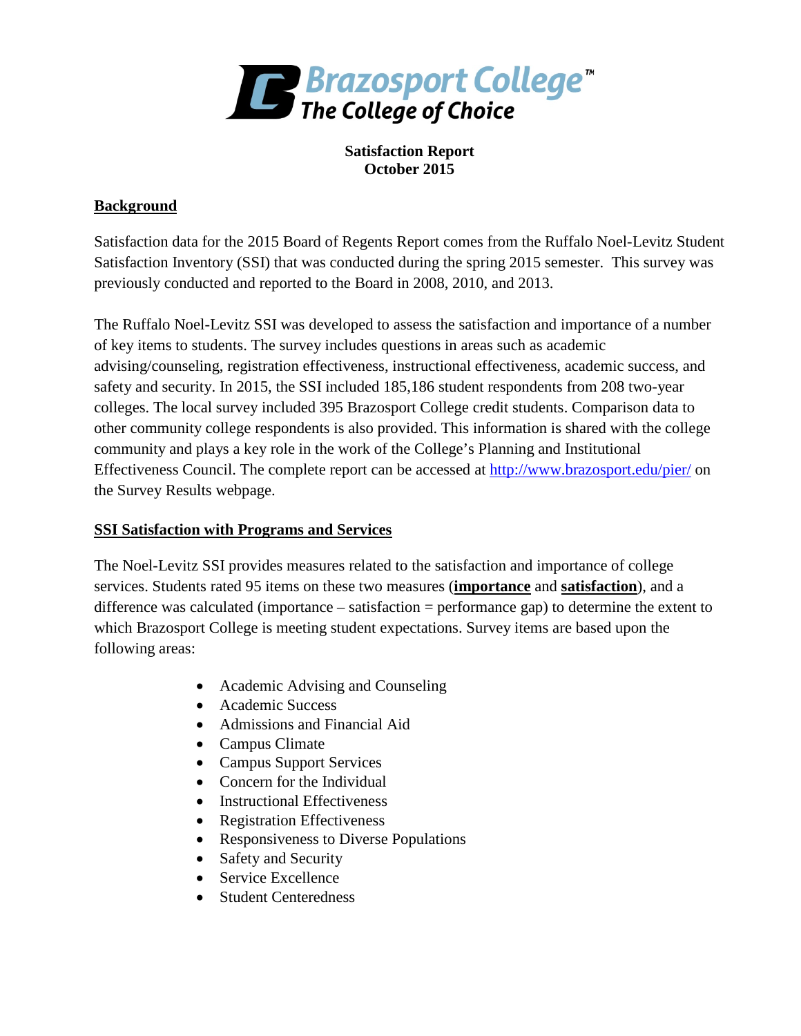**Brazosport College**
**The College of Choice**

**Satisfaction Report**
**October 2015**

## Background

Satisfaction data for the 2015 Board of Regents Report comes from the Ruffalo Noel-Levitz Student Satisfaction Inventory (SSI) that was conducted during the spring 2015 semester. This survey was previously conducted and reported to the Board in 2008, 2010, and 2013.

The Ruffalo Noel-Levitz SSI was developed to assess the satisfaction and importance of a number of key items to students. The survey includes questions in areas such as academic advising/counseling, registration effectiveness, instructional effectiveness, academic success, and safety and security. In 2015, the SSI included 185,186 student respondents from 208 two-year colleges. The local survey included 395 Brazosport College credit students. Comparison data to other community college respondents is also provided. This information is shared with the college community and plays a key role in the work of the College's Planning and Institutional Effectiveness Council. The complete report can be accessed at http://www.brazosport.edu/pier/ on the Survey Results webpage.

## SSI Satisfaction with Programs and Services

The Noel-Levitz SSI provides measures related to the satisfaction and importance of college services. Students rated 95 items on these two measures (**importance** and **satisfaction**), and a difference was calculated (importance – satisfaction = performance gap) to determine the extent to which Brazosport College is meeting student expectations. Survey items are based upon the following areas:

- Academic Advising and Counseling
- Academic Success
- Admissions and Financial Aid
- Campus Climate
- Campus Support Services
- Concern for the Individual
- Instructional Effectiveness
- Registration Effectiveness
- Responsiveness to Diverse Populations
- Safety and Security
- Service Excellence
- Student Centeredness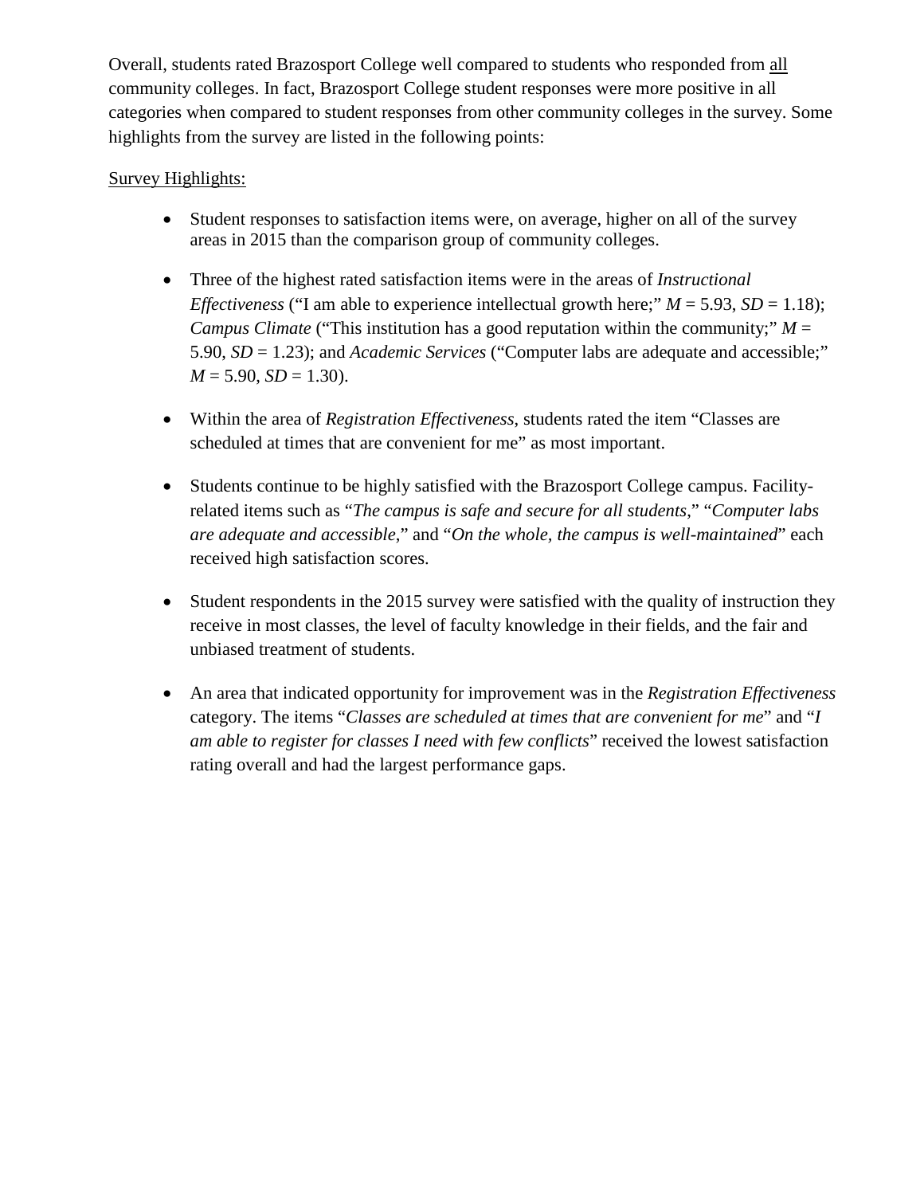Overall, students rated Brazosport College well compared to students who responded from <u>all</u> community colleges. In fact, Brazosport College student responses were more positive in all categories when compared to student responses from other community colleges in the survey. Some highlights from the survey are listed in the following points:

<u>Survey Highlights:</u>

- Student responses to satisfaction items were, on average, higher on all of the survey areas in 2015 than the comparison group of community colleges.

- Three of the highest rated satisfaction items were in the areas of *Instructional Effectiveness* ("I am able to experience intellectual growth here;" $M = 5.93$, $SD = 1.18$); *Campus Climate* ("This institution has a good reputation within the community;" $M = 5.90$, $SD = 1.23$); and *Academic Services* ("Computer labs are adequate and accessible;" $M = 5.90$, $SD = 1.30$).

- Within the area of *Registration Effectiveness*, students rated the item "Classes are scheduled at times that are convenient for me" as most important.

- Students continue to be highly satisfied with the Brazosport College campus. Facility-related items such as "*The campus is safe and secure for all students*," "*Computer labs are adequate and accessible*," and "*On the whole, the campus is well-maintained*" each received high satisfaction scores.

- Student respondents in the 2015 survey were satisfied with the quality of instruction they receive in most classes, the level of faculty knowledge in their fields, and the fair and unbiased treatment of students.

- An area that indicated opportunity for improvement was in the *Registration Effectiveness* category. The items "*Classes are scheduled at times that are convenient for me*" and "*I am able to register for classes I need with few conflicts*" received the lowest satisfaction rating overall and had the largest performance gaps.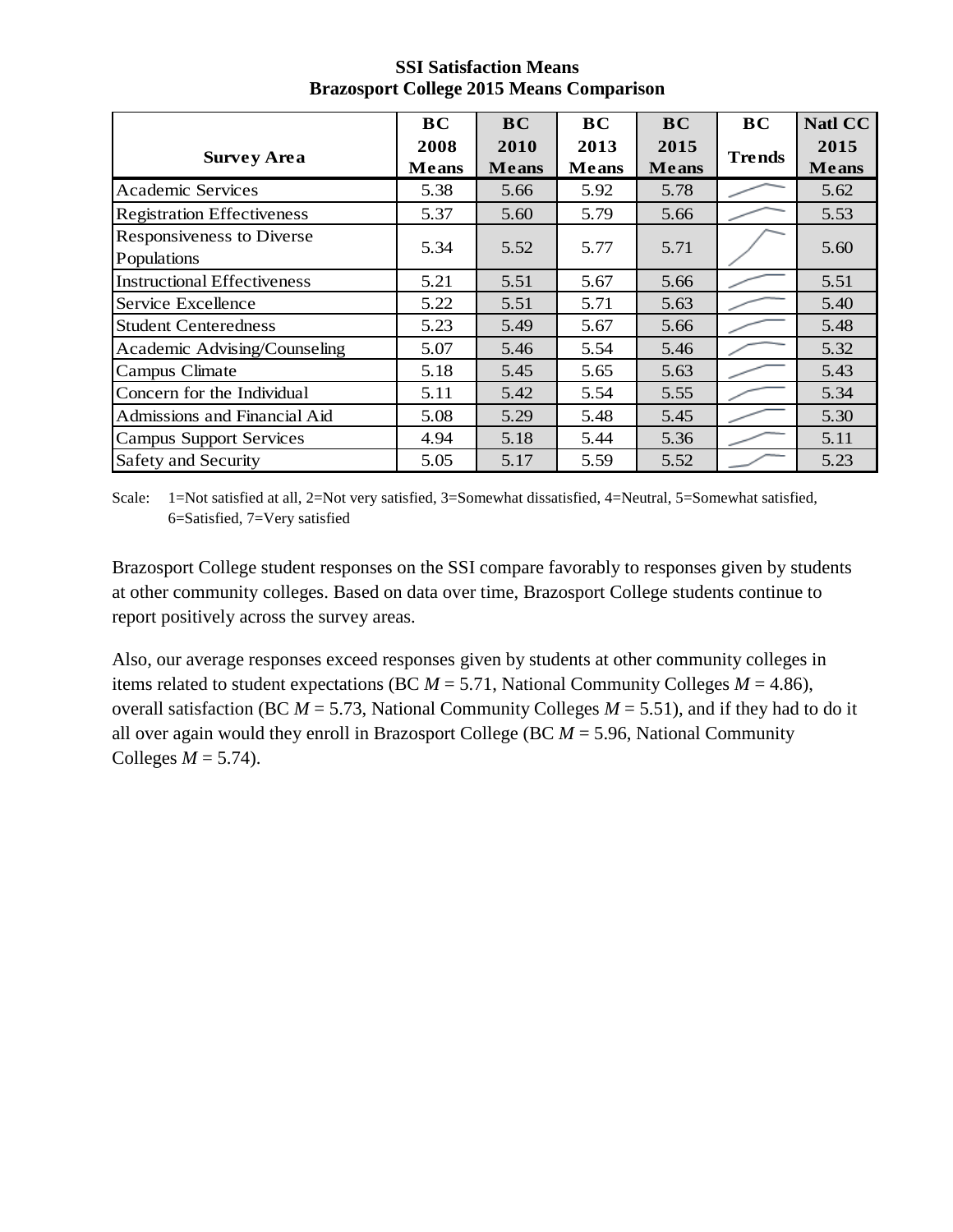**SSI Satisfaction Means**
**Brazosport College 2015 Means Comparison**

| Survey Area | BC 2008 Means | BC 2010 Means | BC 2013 Means | BC 2015 Means | BC Trends | Natl CC 2015 Means |
|---|---|---|---|---|---|---|
| Academic Services | 5.38 | 5.66 | 5.92 | 5.78 | | 5.62 |
| Registration Effectiveness | 5.37 | 5.60 | 5.79 | 5.66 | | 5.53 |
| Responsiveness to Diverse Populations | 5.34 | 5.52 | 5.77 | 5.71 | | 5.60 |
| Instructional Effectiveness | 5.21 | 5.51 | 5.67 | 5.66 | | 5.51 |
| Service Excellence | 5.22 | 5.51 | 5.71 | 5.63 | | 5.40 |
| Student Centeredness | 5.23 | 5.49 | 5.67 | 5.66 | | 5.48 |
| Academic Advising/Counseling | 5.07 | 5.46 | 5.54 | 5.46 | | 5.32 |
| Campus Climate | 5.18 | 5.45 | 5.65 | 5.63 | | 5.43 |
| Concern for the Individual | 5.11 | 5.42 | 5.54 | 5.55 | | 5.34 |
| Admissions and Financial Aid | 5.08 | 5.29 | 5.48 | 5.45 | | 5.30 |
| Campus Support Services | 4.94 | 5.18 | 5.44 | 5.36 | | 5.11 |
| Safety and Security | 5.05 | 5.17 | 5.59 | 5.52 | | 5.23 |

Scale: 1=Not satisfied at all, 2=Not very satisfied, 3=Somewhat dissatisfied, 4=Neutral, 5=Somewhat satisfied, 6=Satisfied, 7=Very satisfied

Brazosport College student responses on the SSI compare favorably to responses given by students at other community colleges. Based on data over time, Brazosport College students continue to report positively across the survey areas.

Also, our average responses exceed responses given by students at other community colleges in items related to student expectations (BC $M = 5.71$, National Community Colleges $M = 4.86$), overall satisfaction (BC $M = 5.73$, National Community Colleges $M = 5.51$), and if they had to do it all over again would they enroll in Brazosport College (BC $M = 5.96$, National Community Colleges $M = 5.74$).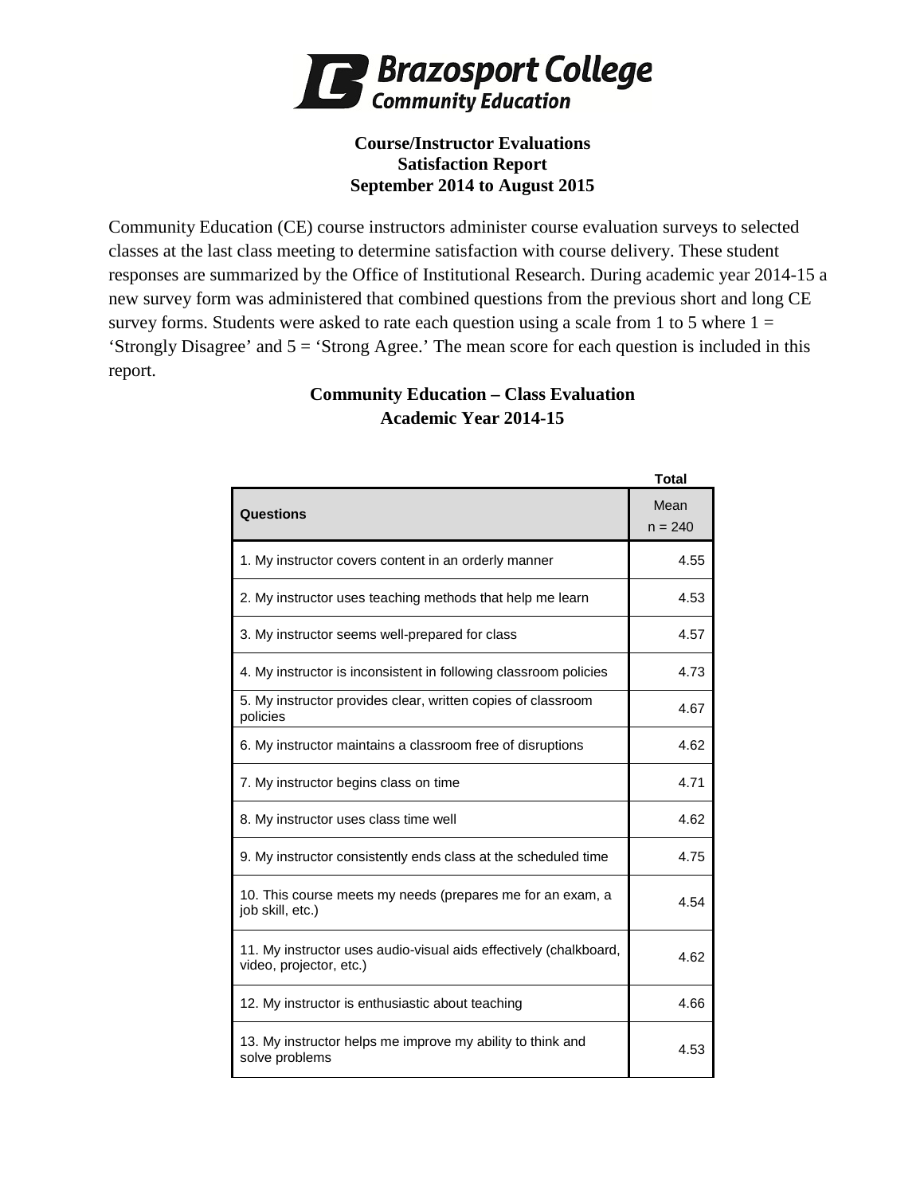# Brazosport College
## Community Education

**Course/Instructor Evaluations**
**Satisfaction Report**
**September 2014 to August 2015**

Community Education (CE) course instructors administer course evaluation surveys to selected classes at the last class meeting to determine satisfaction with course delivery. These student responses are summarized by the Office of Institutional Research. During academic year 2014-15 a new survey form was administered that combined questions from the previous short and long CE survey forms. Students were asked to rate each question using a scale from 1 to 5 where 1 = 'Strongly Disagree' and 5 = 'Strong Agree.' The mean score for each question is included in this report.

### Community Education – Class Evaluation
### Academic Year 2014-15

| Questions | Total<br>Mean<br>n = 240 |
|---|---|
| 1. My instructor covers content in an orderly manner | 4.55 |
| 2. My instructor uses teaching methods that help me learn | 4.53 |
| 3. My instructor seems well-prepared for class | 4.57 |
| 4. My instructor is inconsistent in following classroom policies | 4.73 |
| 5. My instructor provides clear, written copies of classroom policies | 4.67 |
| 6. My instructor maintains a classroom free of disruptions | 4.62 |
| 7. My instructor begins class on time | 4.71 |
| 8. My instructor uses class time well | 4.62 |
| 9. My instructor consistently ends class at the scheduled time | 4.75 |
| 10. This course meets my needs (prepares me for an exam, a job skill, etc.) | 4.54 |
| 11. My instructor uses audio-visual aids effectively (chalkboard, video, projector, etc.) | 4.62 |
| 12. My instructor is enthusiastic about teaching | 4.66 |
| 13. My instructor helps me improve my ability to think and solve problems | 4.53 |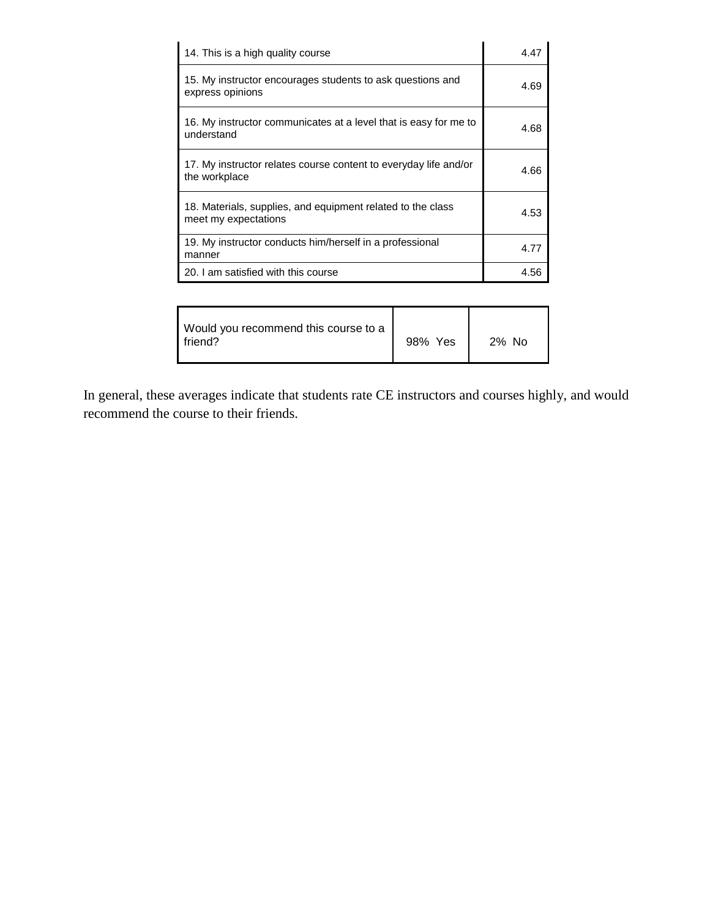| | |
|---|---|
| 14. This is a high quality course | 4.47 |
| 15. My instructor encourages students to ask questions and express opinions | 4.69 |
| 16. My instructor communicates at a level that is easy for me to understand | 4.68 |
| 17. My instructor relates course content to everyday life and/or the workplace | 4.66 |
| 18. Materials, supplies, and equipment related to the class meet my expectations | 4.53 |
| 19. My instructor conducts him/herself in a professional manner | 4.77 |
| 20. I am satisfied with this course | 4.56 |

| | | |
|---|---|---|
| Would you recommend this course to a friend? | 98% Yes | 2% No |

In general, these averages indicate that students rate CE instructors and courses highly, and would recommend the course to their friends.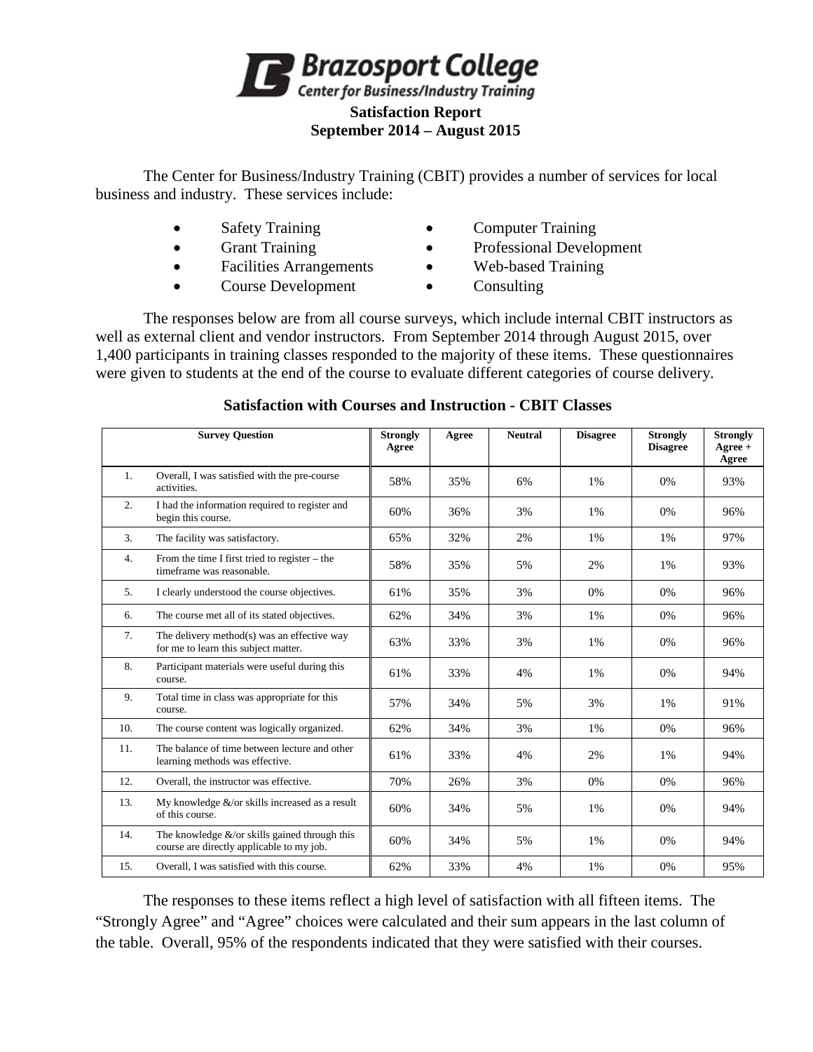# Brazosport College
## Center for Business/Industry Training

**Satisfaction Report**
**September 2014 – August 2015**

The Center for Business/Industry Training (CBIT) provides a number of services for local business and industry. These services include:

- Safety Training
- Grant Training
- Facilities Arrangements
- Course Development
- Computer Training
- Professional Development
- Web-based Training
- Consulting

The responses below are from all course surveys, which include internal CBIT instructors as well as external client and vendor instructors. From September 2014 through August 2015, over 1,400 participants in training classes responded to the majority of these items. These questionnaires were given to students at the end of the course to evaluate different categories of course delivery.

### Satisfaction with Courses and Instruction - CBIT Classes

| | Survey Question | Strongly Agree | Agree | Neutral | Disagree | Strongly Disagree | Strongly Agree + Agree |
|---|---|---|---|---|---|---|---|
| 1. | Overall, I was satisfied with the pre-course activities. | 58% | 35% | 6% | 1% | 0% | 93% |
| 2. | I had the information required to register and begin this course. | 60% | 36% | 3% | 1% | 0% | 96% |
| 3. | The facility was satisfactory. | 65% | 32% | 2% | 1% | 1% | 97% |
| 4. | From the time I first tried to register – the timeframe was reasonable. | 58% | 35% | 5% | 2% | 1% | 93% |
| 5. | I clearly understood the course objectives. | 61% | 35% | 3% | 0% | 0% | 96% |
| 6. | The course met all of its stated objectives. | 62% | 34% | 3% | 1% | 0% | 96% |
| 7. | The delivery method(s) was an effective way for me to learn this subject matter. | 63% | 33% | 3% | 1% | 0% | 96% |
| 8. | Participant materials were useful during this course. | 61% | 33% | 4% | 1% | 0% | 94% |
| 9. | Total time in class was appropriate for this course. | 57% | 34% | 5% | 3% | 1% | 91% |
| 10. | The course content was logically organized. | 62% | 34% | 3% | 1% | 0% | 96% |
| 11. | The balance of time between lecture and other learning methods was effective. | 61% | 33% | 4% | 2% | 1% | 94% |
| 12. | Overall, the instructor was effective. | 70% | 26% | 3% | 0% | 0% | 96% |
| 13. | My knowledge &/or skills increased as a result of this course. | 60% | 34% | 5% | 1% | 0% | 94% |
| 14. | The knowledge &/or skills gained through this course are directly applicable to my job. | 60% | 34% | 5% | 1% | 0% | 94% |
| 15. | Overall, I was satisfied with this course. | 62% | 33% | 4% | 1% | 0% | 95% |

The responses to these items reflect a high level of satisfaction with all fifteen items. The "Strongly Agree" and "Agree" choices were calculated and their sum appears in the last column of the table. Overall, 95% of the respondents indicated that they were satisfied with their courses.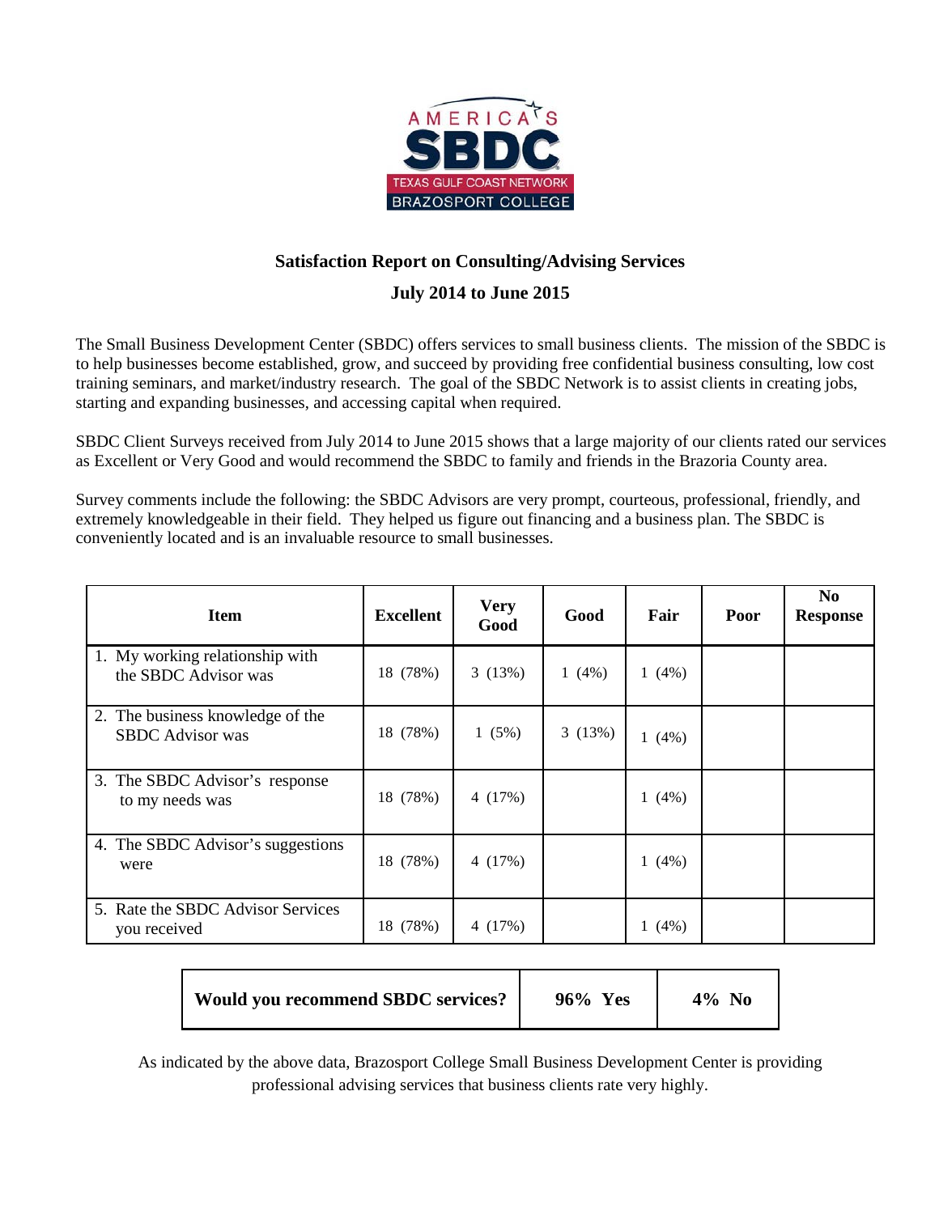AMERICA'S SBDC
TEXAS GULF COAST NETWORK
BRAZOSPORT COLLEGE

## Satisfaction Report on Consulting/Advising Services

### July 2014 to June 2015

The Small Business Development Center (SBDC) offers services to small business clients. The mission of the SBDC is to help businesses become established, grow, and succeed by providing free confidential business consulting, low cost training seminars, and market/industry research. The goal of the SBDC Network is to assist clients in creating jobs, starting and expanding businesses, and accessing capital when required.

SBDC Client Surveys received from July 2014 to June 2015 shows that a large majority of our clients rated our services as Excellent or Very Good and would recommend the SBDC to family and friends in the Brazoria County area.

Survey comments include the following: the SBDC Advisors are very prompt, courteous, professional, friendly, and extremely knowledgeable in their field. They helped us figure out financing and a business plan. The SBDC is conveniently located and is an invaluable resource to small businesses.

| Item | Excellent | Very Good | Good | Fair | Poor | No Response |
|---|---|---|---|---|---|---|
| 1. My working relationship with the SBDC Advisor was | 18 (78%) | 3 (13%) | 1 (4%) | 1 (4%) | | |
| 2. The business knowledge of the SBDC Advisor was | 18 (78%) | 1 (5%) | 3 (13%) | 1 (4%) | | |
| 3. The SBDC Advisor's response to my needs was | 18 (78%) | 4 (17%) | | 1 (4%) | | |
| 4. The SBDC Advisor's suggestions were | 18 (78%) | 4 (17%) | | 1 (4%) | | |
| 5. Rate the SBDC Advisor Services you received | 18 (78%) | 4 (17%) | | 1 (4%) | | |

| | | |
|---|---|---|
| **Would you recommend SBDC services?** | **96% Yes** | **4% No** |

As indicated by the above data, Brazosport College Small Business Development Center is providing professional advising services that business clients rate very highly.